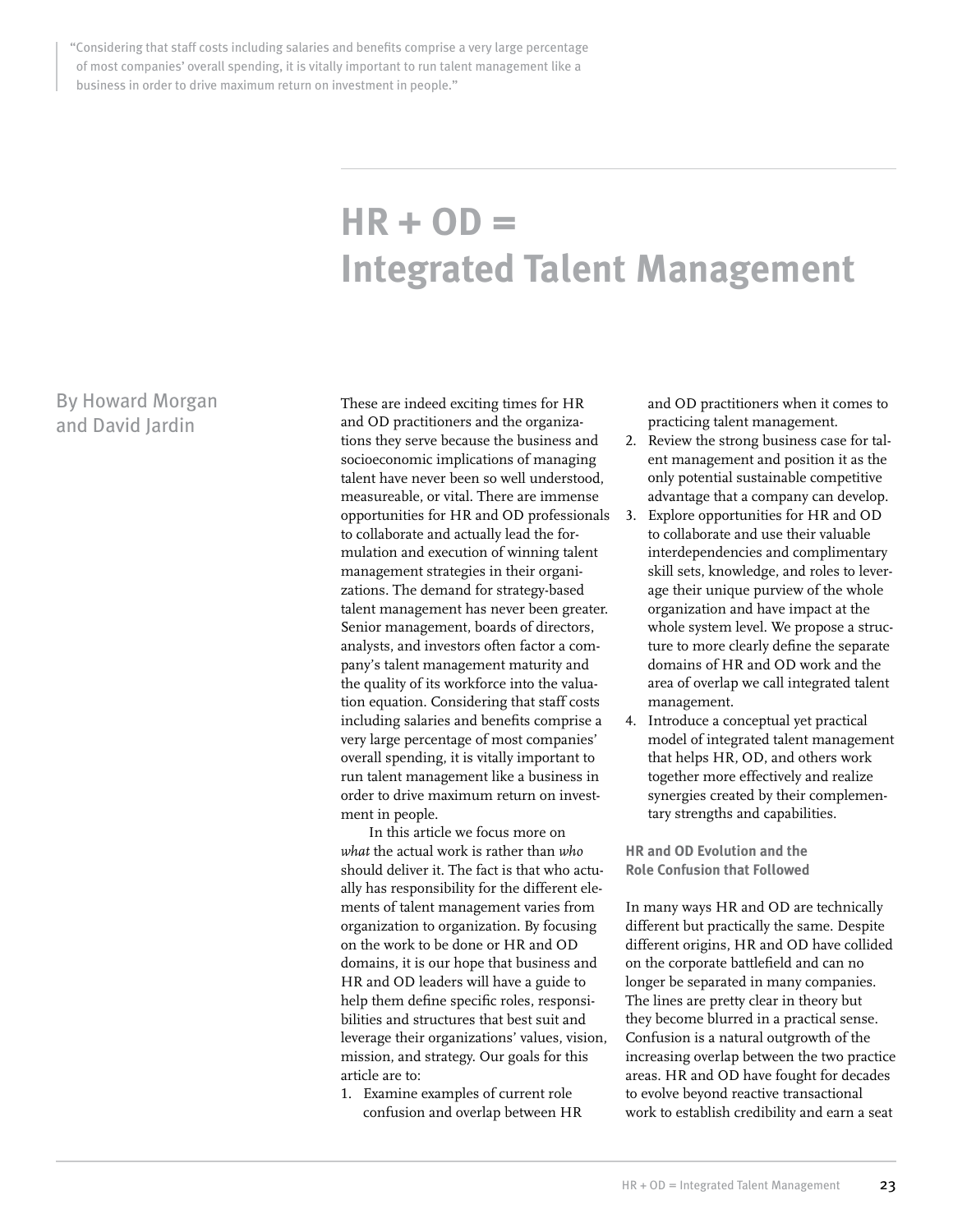> "Considering that staff costs including salaries and benefits comprise a very large percentage of most companies' overall spending, it is vitally important to run talent management like a business in order to drive maximum return on investment in people."

# HR + OD = Integrated Talent Management

By Howard Morgan and David Jardin

These are indeed exciting times for HR and OD practitioners and the organizations they serve because the business and socioeconomic implications of managing talent have never been so well understood, measureable, or vital. There are immense opportunities for HR and OD professionals to collaborate and actually lead the formulation and execution of winning talent management strategies in their organizations. The demand for strategy-based talent management has never been greater. Senior management, boards of directors, analysts, and investors often factor a company's talent management maturity and the quality of its workforce into the valuation equation. Considering that staff costs including salaries and benefits comprise a very large percentage of most companies' overall spending, it is vitally important to run talent management like a business in order to drive maximum return on investment in people.

In this article we focus more on *what* the actual work is rather than *who* should deliver it. The fact is that who actually has responsibility for the different elements of talent management varies from organization to organization. By focusing on the work to be done or HR and OD domains, it is our hope that business and HR and OD leaders will have a guide to help them define specific roles, responsibilities and structures that best suit and leverage their organizations' values, vision, mission, and strategy. Our goals for this article are to:

1. Examine examples of current role confusion and overlap between HR and OD practitioners when it comes to practicing talent management.
2. Review the strong business case for talent management and position it as the only potential sustainable competitive advantage that a company can develop.
3. Explore opportunities for HR and OD to collaborate and use their valuable interdependencies and complimentary skill sets, knowledge, and roles to leverage their unique purview of the whole organization and have impact at the whole system level. We propose a structure to more clearly define the separate domains of HR and OD work and the area of overlap we call integrated talent management.
4. Introduce a conceptual yet practical model of integrated talent management that helps HR, OD, and others work together more effectively and realize synergies created by their complementary strengths and capabilities.

### HR and OD Evolution and the Role Confusion that Followed

In many ways HR and OD are technically different but practically the same. Despite different origins, HR and OD have collided on the corporate battlefield and can no longer be separated in many companies. The lines are pretty clear in theory but they become blurred in a practical sense. Confusion is a natural outgrowth of the increasing overlap between the two practice areas. HR and OD have fought for decades to evolve beyond reactive transactional work to establish credibility and earn a seat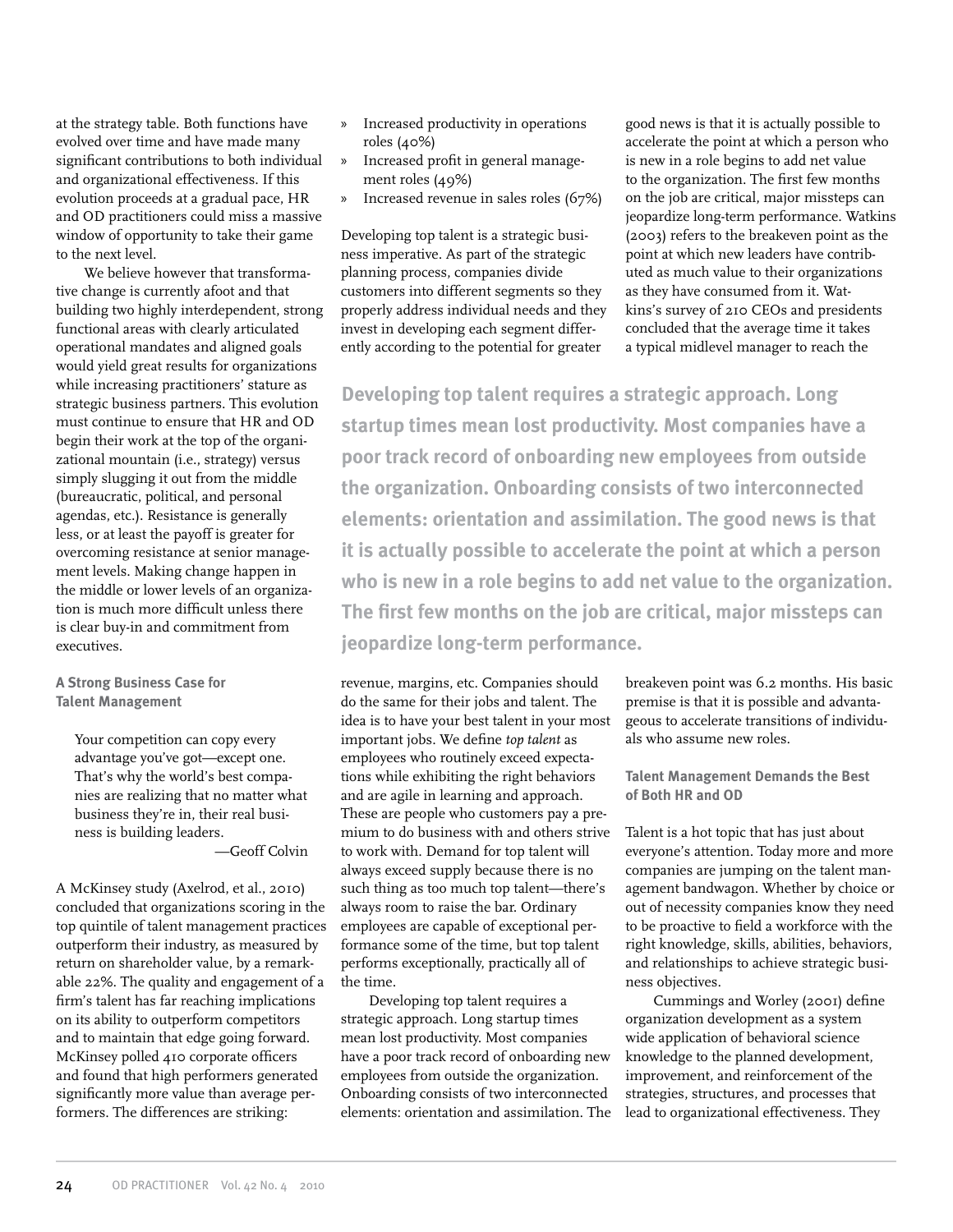at the strategy table. Both functions have evolved over time and have made many significant contributions to both individual and organizational effectiveness. If this evolution proceeds at a gradual pace, HR and OD practitioners could miss a massive window of opportunity to take their game to the next level.

We believe however that transformative change is currently afoot and that building two highly interdependent, strong functional areas with clearly articulated operational mandates and aligned goals would yield great results for organizations while increasing practitioners' stature as strategic business partners. This evolution must continue to ensure that HR and OD begin their work at the top of the organizational mountain (i.e., strategy) versus simply slugging it out from the middle (bureaucratic, political, and personal agendas, etc.). Resistance is generally less, or at least the payoff is greater for overcoming resistance at senior management levels. Making change happen in the middle or lower levels of an organization is much more difficult unless there is clear buy-in and commitment from executives.

### A Strong Business Case for Talent Management

> Your competition can copy every advantage you've got—except one. That's why the world's best companies are realizing that no matter what business they're in, their real business is building leaders.
>
> —Geoff Colvin

A McKinsey study (Axelrod, et al., 2010) concluded that organizations scoring in the top quintile of talent management practices outperform their industry, as measured by return on shareholder value, by a remarkable 22%. The quality and engagement of a firm's talent has far reaching implications on its ability to outperform competitors and to maintain that edge going forward. McKinsey polled 410 corporate officers and found that high performers generated significantly more value than average performers. The differences are striking:

- Increased productivity in operations roles (40%)
- Increased profit in general management roles (49%)
- Increased revenue in sales roles (67%)

Developing top talent is a strategic business imperative. As part of the strategic planning process, companies divide customers into different segments so they properly address individual needs and they invest in developing each segment differently according to the potential for greater revenue, margins, etc. Companies should do the same for their jobs and talent. The idea is to have your best talent in your most important jobs. We define *top talent* as employees who routinely exceed expectations while exhibiting the right behaviors and are agile in learning and approach. These are people who customers pay a premium to do business with and others strive to work with. Demand for top talent will always exceed supply because there is no such thing as too much top talent—there's always room to raise the bar. Ordinary employees are capable of exceptional performance some of the time, but top talent performs exceptionally, practically all of the time.

Developing top talent requires a strategic approach. Long startup times mean lost productivity. Most companies have a poor track record of onboarding new employees from outside the organization. Onboarding consists of two interconnected elements: orientation and assimilation. The good news is that it is actually possible to accelerate the point at which a person who is new in a role begins to add net value to the organization. The first few months on the job are critical, major missteps can jeopardize long-term performance. Watkins (2003) refers to the breakeven point as the point at which new leaders have contributed as much value to their organizations as they have consumed from it. Watkins's survey of 210 CEOs and presidents concluded that the average time it takes a typical midlevel manager to reach the breakeven point was 6.2 months. His basic premise is that it is possible and advantageous to accelerate transitions of individuals who assume new roles.

> **Developing top talent requires a strategic approach. Long startup times mean lost productivity. Most companies have a poor track record of onboarding new employees from outside the organization. Onboarding consists of two interconnected elements: orientation and assimilation. The good news is that it is actually possible to accelerate the point at which a person who is new in a role begins to add net value to the organization. The first few months on the job are critical, major missteps can jeopardize long-term performance.**

### Talent Management Demands the Best of Both HR and OD

Talent is a hot topic that has just about everyone's attention. Today more and more companies are jumping on the talent management bandwagon. Whether by choice or out of necessity companies know they need to be proactive to field a workforce with the right knowledge, skills, abilities, behaviors, and relationships to achieve strategic business objectives.

Cummings and Worley (2001) define organization development as a system wide application of behavioral science knowledge to the planned development, improvement, and reinforcement of the strategies, structures, and processes that lead to organizational effectiveness. They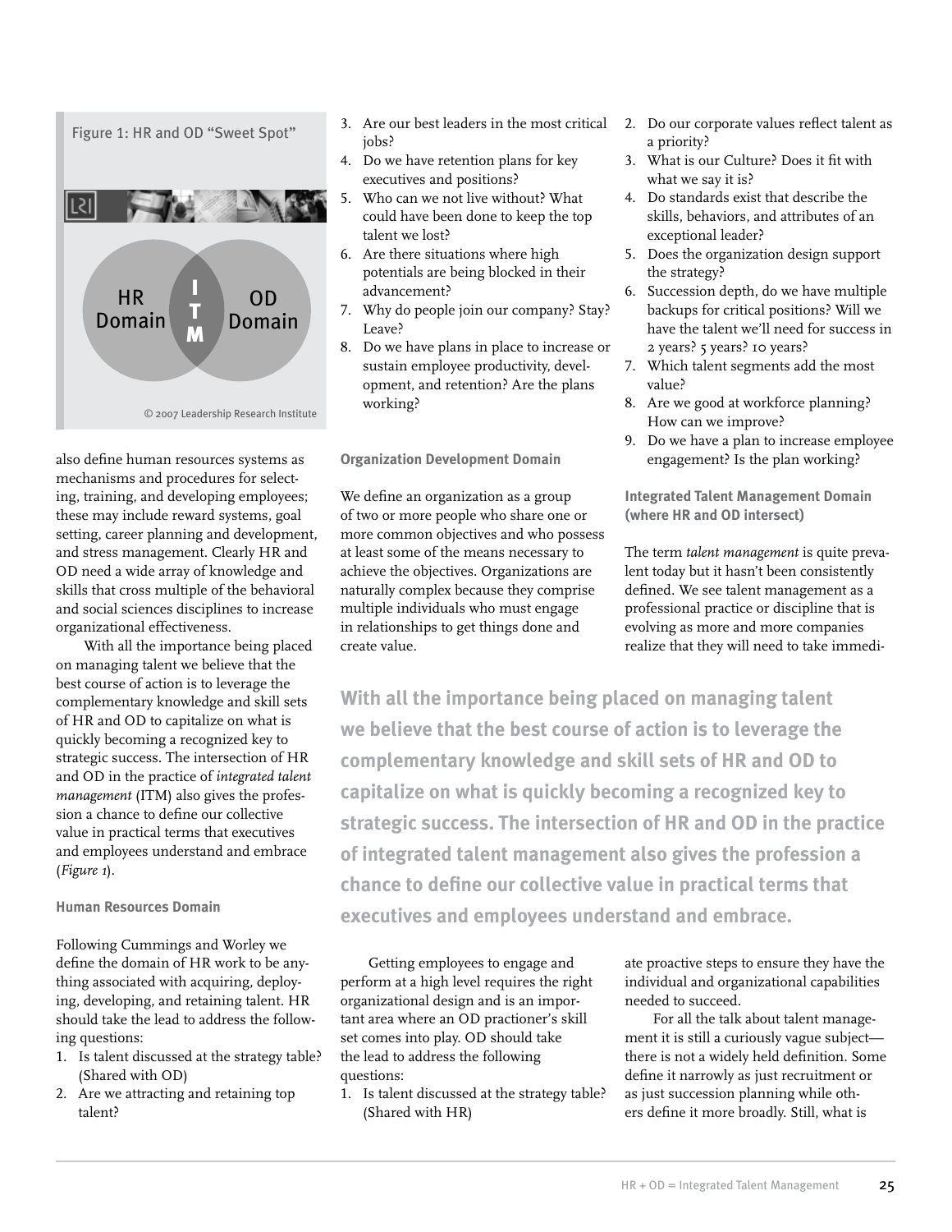Figure 1: HR and OD "Sweet Spot"

HR Domain | ITM | OD Domain

© 2007 Leadership Research Institute

also define human resources systems as mechanisms and procedures for selecting, training, and developing employees; these may include reward systems, goal setting, career planning and development, and stress management. Clearly HR and OD need a wide array of knowledge and skills that cross multiple of the behavioral and social sciences disciplines to increase organizational effectiveness.

With all the importance being placed on managing talent we believe that the best course of action is to leverage the complementary knowledge and skill sets of HR and OD to capitalize on what is quickly becoming a recognized key to strategic success. The intersection of HR and OD in the practice of *integrated talent management* (ITM) also gives the profession a chance to define our collective value in practical terms that executives and employees understand and embrace (*Figure 1*).

### Human Resources Domain

Following Cummings and Worley we define the domain of HR work to be anything associated with acquiring, deploying, developing, and retaining talent. HR should take the lead to address the following questions:

1. Is talent discussed at the strategy table? (Shared with OD)
2. Are we attracting and retaining top talent?
3. Are our best leaders in the most critical jobs?
4. Do we have retention plans for key executives and positions?
5. Who can we not live without? What could have been done to keep the top talent we lost?
6. Are there situations where high potentials are being blocked in their advancement?
7. Why do people join our company? Stay? Leave?
8. Do we have plans in place to increase or sustain employee productivity, development, and retention? Are the plans working?

### Organization Development Domain

We define an organization as a group of two or more people who share one or more common objectives and who possess at least some of the means necessary to achieve the objectives. Organizations are naturally complex because they comprise multiple individuals who must engage in relationships to get things done and create value.

**With all the importance being placed on managing talent we believe that the best course of action is to leverage the complementary knowledge and skill sets of HR and OD to capitalize on what is quickly becoming a recognized key to strategic success. The intersection of HR and OD in the practice of integrated talent management also gives the profession a chance to define our collective value in practical terms that executives and employees understand and embrace.**

Getting employees to engage and perform at a high level requires the right organizational design and is an important area where an OD practioner's skill set comes into play. OD should take the lead to address the following questions:

1. Is talent discussed at the strategy table? (Shared with HR)
2. Do our corporate values reflect talent as a priority?
3. What is our Culture? Does it fit with what we say it is?
4. Do standards exist that describe the skills, behaviors, and attributes of an exceptional leader?
5. Does the organization design support the strategy?
6. Succession depth, do we have multiple backups for critical positions? Will we have the talent we'll need for success in 2 years? 5 years? 10 years?
7. Which talent segments add the most value?
8. Are we good at workforce planning? How can we improve?
9. Do we have a plan to increase employee engagement? Is the plan working?

### Integrated Talent Management Domain (where HR and OD intersect)

The term *talent management* is quite prevalent today but it hasn't been consistently defined. We see talent management as a professional practice or discipline that is evolving as more and more companies realize that they will need to take immediate proactive steps to ensure they have the individual and organizational capabilities needed to succeed.

For all the talk about talent management it is still a curiously vague subject—there is not a widely held definition. Some define it narrowly as just recruitment or as just succession planning while others define it more broadly. Still, what is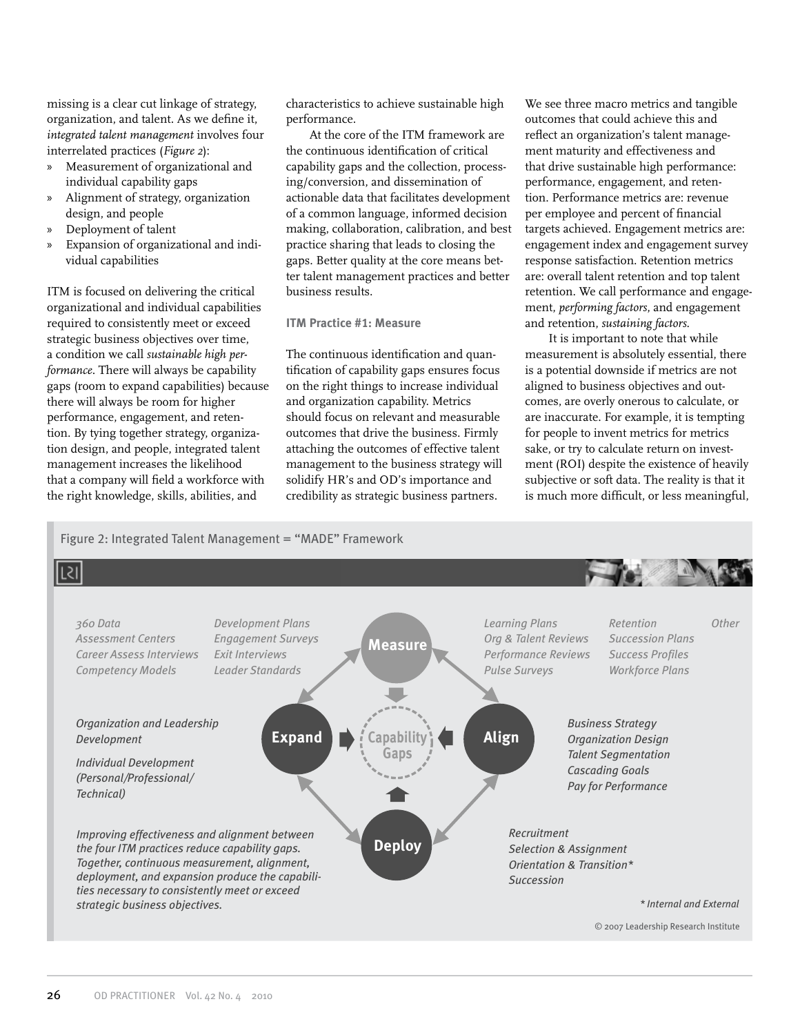missing is a clear cut linkage of strategy, organization, and talent. As we define it, *integrated talent management* involves four interrelated practices (*Figure 2*):

- Measurement of organizational and individual capability gaps
- Alignment of strategy, organization design, and people
- Deployment of talent
- Expansion of organizational and individual capabilities

ITM is focused on delivering the critical organizational and individual capabilities required to consistently meet or exceed strategic business objectives over time, a condition we call *sustainable high performance*. There will always be capability gaps (room to expand capabilities) because there will always be room for higher performance, engagement, and retention. By tying together strategy, organization design, and people, integrated talent management increases the likelihood that a company will field a workforce with the right knowledge, skills, abilities, and characteristics to achieve sustainable high performance.

At the core of the ITM framework are the continuous identification of critical capability gaps and the collection, processing/conversion, and dissemination of actionable data that facilitates development of a common language, informed decision making, collaboration, calibration, and best practice sharing that leads to closing the gaps. Better quality at the core means better talent management practices and better business results.

**ITM Practice #1: Measure**

The continuous identification and quantification of capability gaps ensures focus on the right things to increase individual and organization capability. Metrics should focus on relevant and measurable outcomes that drive the business. Firmly attaching the outcomes of effective talent management to the business strategy will solidify HR's and OD's importance and credibility as strategic business partners.

We see three macro metrics and tangible outcomes that could achieve this and reflect an organization's talent management maturity and effectiveness and that drive sustainable high performance: performance, engagement, and retention. Performance metrics are: revenue per employee and percent of financial targets achieved. Engagement metrics are: engagement index and engagement survey response satisfaction. Retention metrics are: overall talent retention and top talent retention. We call performance and engagement, *performing factors*, and engagement and retention, *sustaining factors*.

It is important to note that while measurement is absolutely essential, there is a potential downside if metrics are not aligned to business objectives and outcomes, are overly onerous to calculate, or are inaccurate. For example, it is tempting for people to invent metrics for metrics sake, or try to calculate return on investment (ROI) despite the existence of heavily subjective or soft data. The reality is that it is much more difficult, or less meaningful,

Figure 2: Integrated Talent Management = "MADE" Framework

*360 Data, Assessment Centers, Career Assess Interviews, Competency Models, Development Plans, Engagement Surveys, Exit Interviews, Leader Standards, Learning Plans, Org & Talent Reviews, Performance Reviews, Pulse Surveys, Retention, Succession Plans, Success Profiles, Workforce Plans, Other*

**Measure** → Capability Gaps

**Expand**: *Organization and Leadership Development; Individual Development (Personal/Professional/Technical)*

**Align**: *Business Strategy; Organization Design; Talent Segmentation; Cascading Goals; Pay for Performance*

**Deploy**: *Recruitment; Selection & Assignment; Orientation & Transition\*; Succession*

*Improving effectiveness and alignment between the four ITM practices reduce capability gaps. Together, continuous measurement, alignment, deployment, and expansion produce the capabilities necessary to consistently meet or exceed strategic business objectives.*

*\* Internal and External*

© 2007 Leadership Research Institute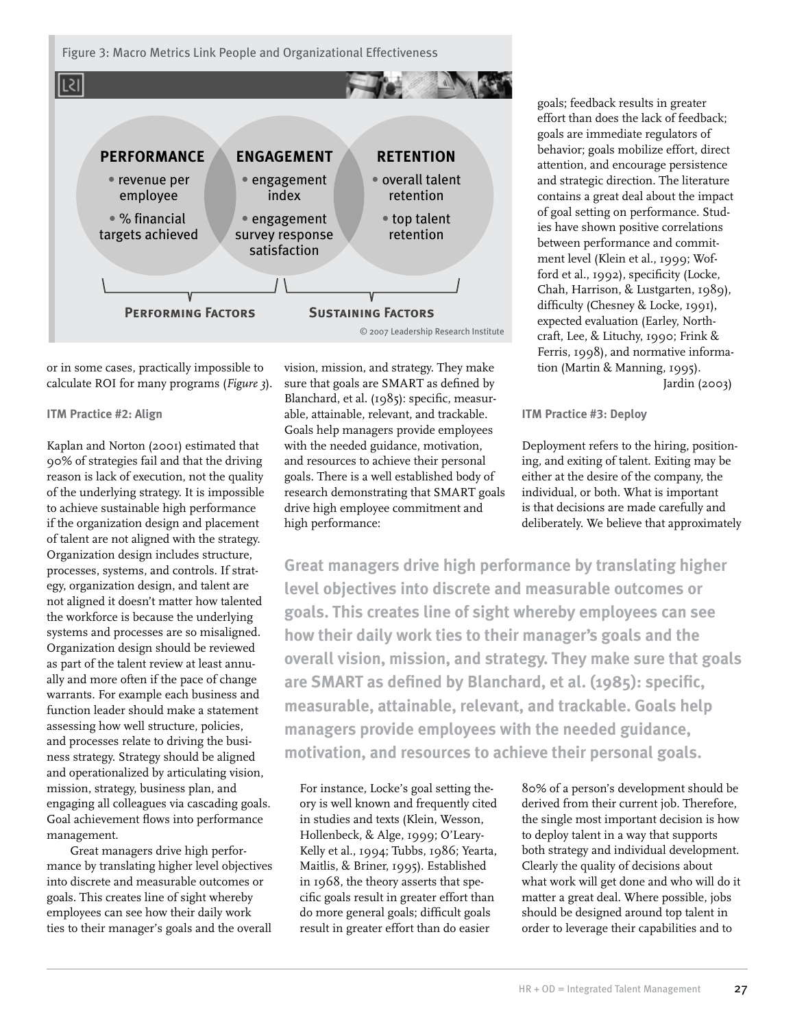Figure 3: Macro Metrics Link People and Organizational Effectiveness

**PERFORMANCE**
- revenue per employee
- % financial targets achieved

**ENGAGEMENT**
- engagement index
- engagement survey response satisfaction

**RETENTION**
- overall talent retention
- top talent retention

**Performing Factors** | **Sustaining Factors**

© 2007 Leadership Research Institute

or in some cases, practically impossible to calculate ROI for many programs (*Figure 3*).

#### ITM Practice #2: Align

Kaplan and Norton (2001) estimated that 90% of strategies fail and that the driving reason is lack of execution, not the quality of the underlying strategy. It is impossible to achieve sustainable high performance if the organization design and placement of talent are not aligned with the strategy. Organization design includes structure, processes, systems, and controls. If strategy, organization design, and talent are not aligned it doesn't matter how talented the workforce is because the underlying systems and processes are so misaligned. Organization design should be reviewed as part of the talent review at least annually and more often if the pace of change warrants. For example each business and function leader should make a statement assessing how well structure, policies, and processes relate to driving the business strategy. Strategy should be aligned and operationalized by articulating vision, mission, strategy, business plan, and engaging all colleagues via cascading goals. Goal achievement flows into performance management.

Great managers drive high performance by translating higher level objectives into discrete and measurable outcomes or goals. This creates line of sight whereby employees can see how their daily work ties to their manager's goals and the overall vision, mission, and strategy. They make sure that goals are SMART as defined by Blanchard, et al. (1985): specific, measurable, attainable, relevant, and trackable. Goals help managers provide employees with the needed guidance, motivation, and resources to achieve their personal goals. There is a well established body of research demonstrating that SMART goals drive high employee commitment and high performance:

**Great managers drive high performance by translating higher level objectives into discrete and measurable outcomes or goals. This creates line of sight whereby employees can see how their daily work ties to their manager's goals and the overall vision, mission, and strategy. They make sure that goals are SMART as defined by Blanchard, et al. (1985): specific, measurable, attainable, relevant, and trackable. Goals help managers provide employees with the needed guidance, motivation, and resources to achieve their personal goals.**

> For instance, Locke's goal setting theory is well known and frequently cited in studies and texts (Klein, Wesson, Hollenbeck, & Alge, 1999; O'Leary-Kelly et al., 1994; Tubbs, 1986; Yearta, Maitlis, & Briner, 1995). Established in 1968, the theory asserts that specific goals result in greater effort than do more general goals; difficult goals result in greater effort than do easier goals; feedback results in greater effort than does the lack of feedback; goals are immediate regulators of behavior; goals mobilize effort, direct attention, and encourage persistence and strategic direction. The literature contains a great deal about the impact of goal setting on performance. Studies have shown positive correlations between performance and commitment level (Klein et al., 1999; Wofford et al., 1992), specificity (Locke, Chah, Harrison, & Lustgarten, 1989), difficulty (Chesney & Locke, 1991), expected evaluation (Earley, Northcraft, Lee, & Lituchy, 1990; Frink & Ferris, 1998), and normative information (Martin & Manning, 1995).
>
> Jardin (2003)

#### ITM Practice #3: Deploy

Deployment refers to the hiring, positioning, and exiting of talent. Exiting may be either at the desire of the company, the individual, or both. What is important is that decisions are made carefully and deliberately. We believe that approximately 80% of a person's development should be derived from their current job. Therefore, the single most important decision is how to deploy talent in a way that supports both strategy and individual development. Clearly the quality of decisions about what work will get done and who will do it matter a great deal. Where possible, jobs should be designed around top talent in order to leverage their capabilities and to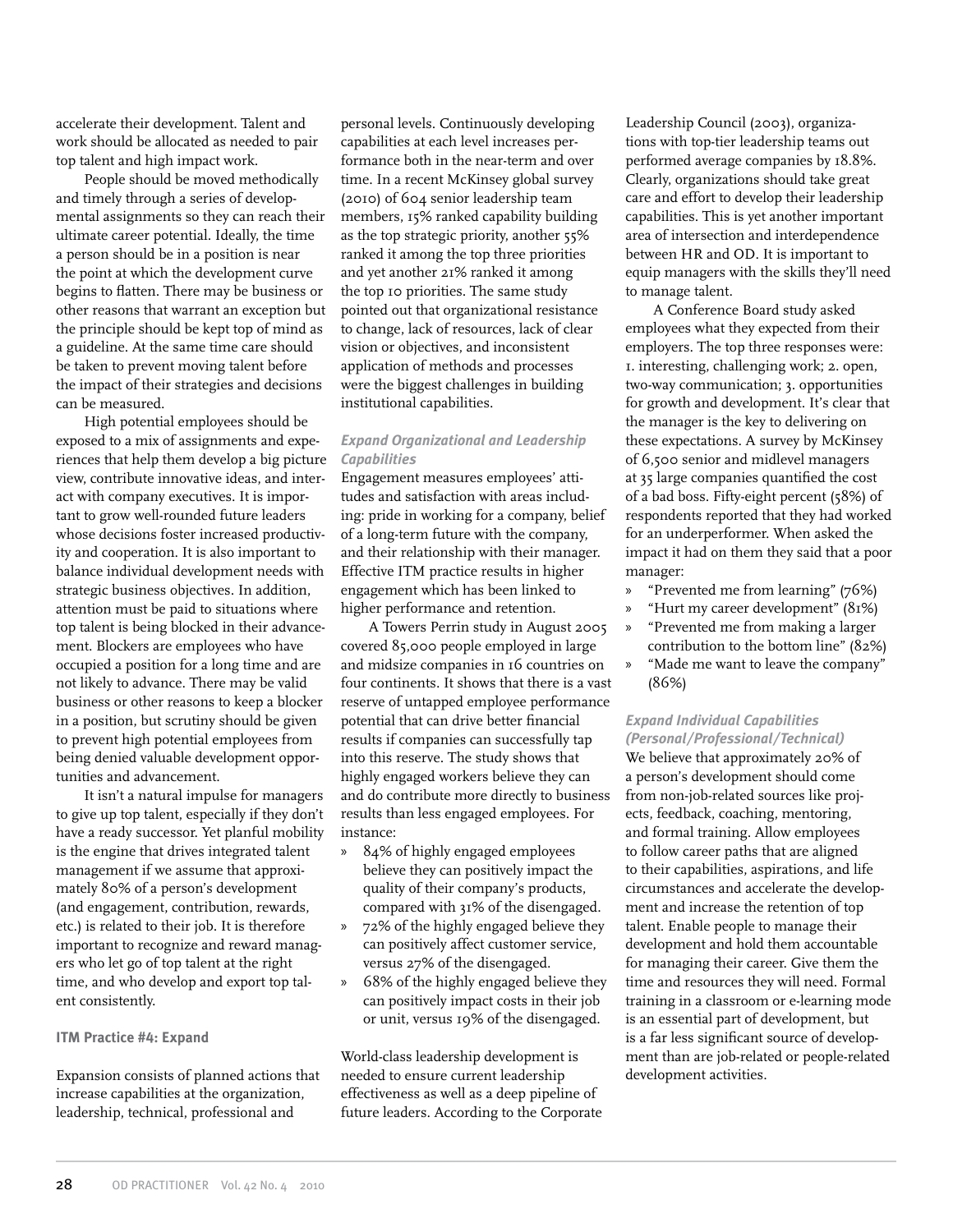accelerate their development. Talent and work should be allocated as needed to pair top talent and high impact work.

People should be moved methodically and timely through a series of developmental assignments so they can reach their ultimate career potential. Ideally, the time a person should be in a position is near the point at which the development curve begins to flatten. There may be business or other reasons that warrant an exception but the principle should be kept top of mind as a guideline. At the same time care should be taken to prevent moving talent before the impact of their strategies and decisions can be measured.

High potential employees should be exposed to a mix of assignments and experiences that help them develop a big picture view, contribute innovative ideas, and interact with company executives. It is important to grow well-rounded future leaders whose decisions foster increased productivity and cooperation. It is also important to balance individual development needs with strategic business objectives. In addition, attention must be paid to situations where top talent is being blocked in their advancement. Blockers are employees who have occupied a position for a long time and are not likely to advance. There may be valid business or other reasons to keep a blocker in a position, but scrutiny should be given to prevent high potential employees from being denied valuable development opportunities and advancement.

It isn't a natural impulse for managers to give up top talent, especially if they don't have a ready successor. Yet planful mobility is the engine that drives integrated talent management if we assume that approximately 80% of a person's development (and engagement, contribution, rewards, etc.) is related to their job. It is therefore important to recognize and reward managers who let go of top talent at the right time, and who develop and export top talent consistently.

**ITM Practice #4: Expand**

Expansion consists of planned actions that increase capabilities at the organization, leadership, technical, professional and personal levels. Continuously developing capabilities at each level increases performance both in the near-term and over time. In a recent McKinsey global survey (2010) of 604 senior leadership team members, 15% ranked capability building as the top strategic priority, another 55% ranked it among the top three priorities and yet another 21% ranked it among the top 10 priorities. The same study pointed out that organizational resistance to change, lack of resources, lack of clear vision or objectives, and inconsistent application of methods and processes were the biggest challenges in building institutional capabilities.

***Expand Organizational and Leadership Capabilities***

Engagement measures employees' attitudes and satisfaction with areas including: pride in working for a company, belief of a long-term future with the company, and their relationship with their manager. Effective ITM practice results in higher engagement which has been linked to higher performance and retention.

A Towers Perrin study in August 2005 covered 85,000 people employed in large and midsize companies in 16 countries on four continents. It shows that there is a vast reserve of untapped employee performance potential that can drive better financial results if companies can successfully tap into this reserve. The study shows that highly engaged workers believe they can and do contribute more directly to business results than less engaged employees. For instance:

» 84% of highly engaged employees believe they can positively impact the quality of their company's products, compared with 31% of the disengaged.
» 72% of the highly engaged believe they can positively affect customer service, versus 27% of the disengaged.
» 68% of the highly engaged believe they can positively impact costs in their job or unit, versus 19% of the disengaged.

World-class leadership development is needed to ensure current leadership effectiveness as well as a deep pipeline of future leaders. According to the Corporate Leadership Council (2003), organizations with top-tier leadership teams out performed average companies by 18.8%. Clearly, organizations should take great care and effort to develop their leadership capabilities. This is yet another important area of intersection and interdependence between HR and OD. It is important to equip managers with the skills they'll need to manage talent.

A Conference Board study asked employees what they expected from their employers. The top three responses were: 1. interesting, challenging work; 2. open, two-way communication; 3. opportunities for growth and development. It's clear that the manager is the key to delivering on these expectations. A survey by McKinsey of 6,500 senior and midlevel managers at 35 large companies quantified the cost of a bad boss. Fifty-eight percent (58%) of respondents reported that they had worked for an underperformer. When asked the impact it had on them they said that a poor manager:

» "Prevented me from learning" (76%)
» "Hurt my career development" (81%)
» "Prevented me from making a larger contribution to the bottom line" (82%)
» "Made me want to leave the company" (86%)

***Expand Individual Capabilities (Personal/Professional/Technical)***

We believe that approximately 20% of a person's development should come from non-job-related sources like projects, feedback, coaching, mentoring, and formal training. Allow employees to follow career paths that are aligned to their capabilities, aspirations, and life circumstances and accelerate the development and increase the retention of top talent. Enable people to manage their development and hold them accountable for managing their career. Give them the time and resources they will need. Formal training in a classroom or e-learning mode is an essential part of development, but is a far less significant source of development than are job-related or people-related development activities.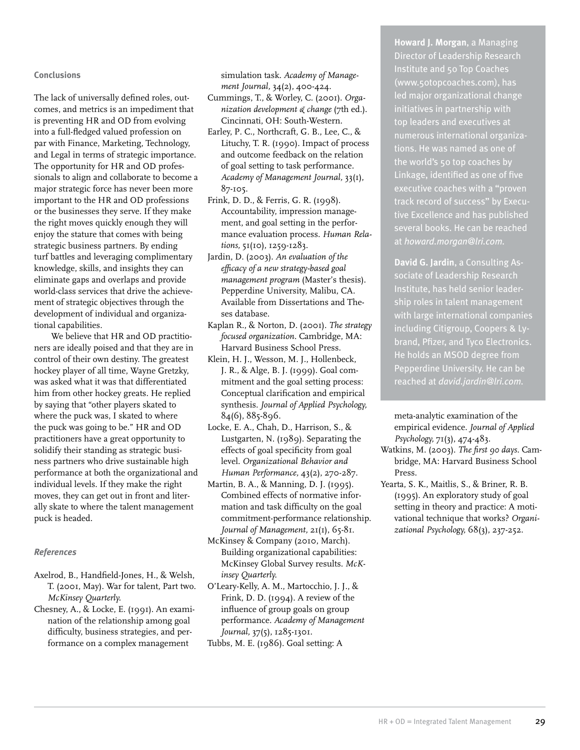### Conclusions

The lack of universally defined roles, outcomes, and metrics is an impediment that is preventing HR and OD from evolving into a full-fledged valued profession on par with Finance, Marketing, Technology, and Legal in terms of strategic importance. The opportunity for HR and OD professionals to align and collaborate to become a major strategic force has never been more important to the HR and OD professions or the businesses they serve. If they make the right moves quickly enough they will enjoy the stature that comes with being strategic business partners. By ending turf battles and leveraging complimentary knowledge, skills, and insights they can eliminate gaps and overlaps and provide world-class services that drive the achievement of strategic objectives through the development of individual and organizational capabilities.

We believe that HR and OD practitioners are ideally poised and that they are in control of their own destiny. The greatest hockey player of all time, Wayne Gretzky, was asked what it was that differentiated him from other hockey greats. He replied by saying that "other players skated to where the puck was, I skated to where the puck was going to be." HR and OD practitioners have a great opportunity to solidify their standing as strategic business partners who drive sustainable high performance at both the organizational and individual levels. If they make the right moves, they can get out in front and literally skate to where the talent management puck is headed.

### *References*

Axelrod, B., Handfield-Jones, H., & Welsh, T. (2001, May). War for talent, Part two. *McKinsey Quarterly.*

Chesney, A., & Locke, E. (1991). An examination of the relationship among goal difficulty, business strategies, and performance on a complex management simulation task. *Academy of Management Journal,* 34(2), 400-424.

Cummings, T., & Worley, C. (2001). *Organization development & change* (7th ed.). Cincinnati, OH: South-Western.

Earley, P. C., Northcraft, G. B., Lee, C., & Lituchy, T. R. (1990). Impact of process and outcome feedback on the relation of goal setting to task performance. *Academy of Management Journal,* 33(1), 87-105.

Frink, D. D., & Ferris, G. R. (1998). Accountability, impression management, and goal setting in the performance evaluation process. *Human Relations,* 51(10), 1259-1283.

Jardin, D. (2003). *An evaluation of the efficacy of a new strategy-based goal management program* (Master's thesis). Pepperdine University, Malibu, CA. Available from Dissertations and Theses database.

Kaplan R., & Norton, D. (2001). *The strategy focused organization.* Cambridge, MA: Harvard Business School Press.

Klein, H. J., Wesson, M. J., Hollenbeck, J. R., & Alge, B. J. (1999). Goal commitment and the goal setting process: Conceptual clarification and empirical synthesis. *Journal of Applied Psychology,* 84(6), 885-896.

Locke, E. A., Chah, D., Harrison, S., & Lustgarten, N. (1989). Separating the effects of goal specificity from goal level. *Organizational Behavior and Human Performance,* 43(2), 270-287.

Martin, B. A., & Manning, D. J. (1995). Combined effects of normative information and task difficulty on the goal commitment-performance relationship. *Journal of Management,* 21(1), 65-81.

McKinsey & Company (2010, March). Building organizational capabilities: McKinsey Global Survey results. *McKinsey Quarterly.*

O'Leary-Kelly, A. M., Martocchio, J. J., & Frink, D. D. (1994). A review of the influence of group goals on group performance. *Academy of Management Journal,* 37(5), 1285-1301.

Tubbs, M. E. (1986). Goal setting: A meta-analytic examination of the empirical evidence. *Journal of Applied Psychology,* 71(3), 474-483.

Watkins, M. (2003). *The first 90 days.* Cambridge, MA: Harvard Business School Press.

Yearta, S. K., Maitlis, S., & Briner, R. B. (1995). An exploratory study of goal setting in theory and practice: A motivational technique that works? *Organizational Psychology,* 68(3), 237-252.

**Howard J. Morgan**, a Managing Director of Leadership Research Institute and 50 Top Coaches (www.50topcoaches.com), has led major organizational change initiatives in partnership with top leaders and executives at numerous international organizations. He was named as one of the world's 50 top coaches by Linkage, identified as one of five executive coaches with a "proven track record of success" by Executive Excellence and has published several books. He can be reached at *howard.morgan@lri.com.*

**David G. Jardin**, a Consulting Associate of Leadership Research Institute, has held senior leadership roles in talent management with large international companies including Citigroup, Coopers & Lybrand, Pfizer, and Tyco Electronics. He holds an MSOD degree from Pepperdine University. He can be reached at *david.jardin@lri.com.*